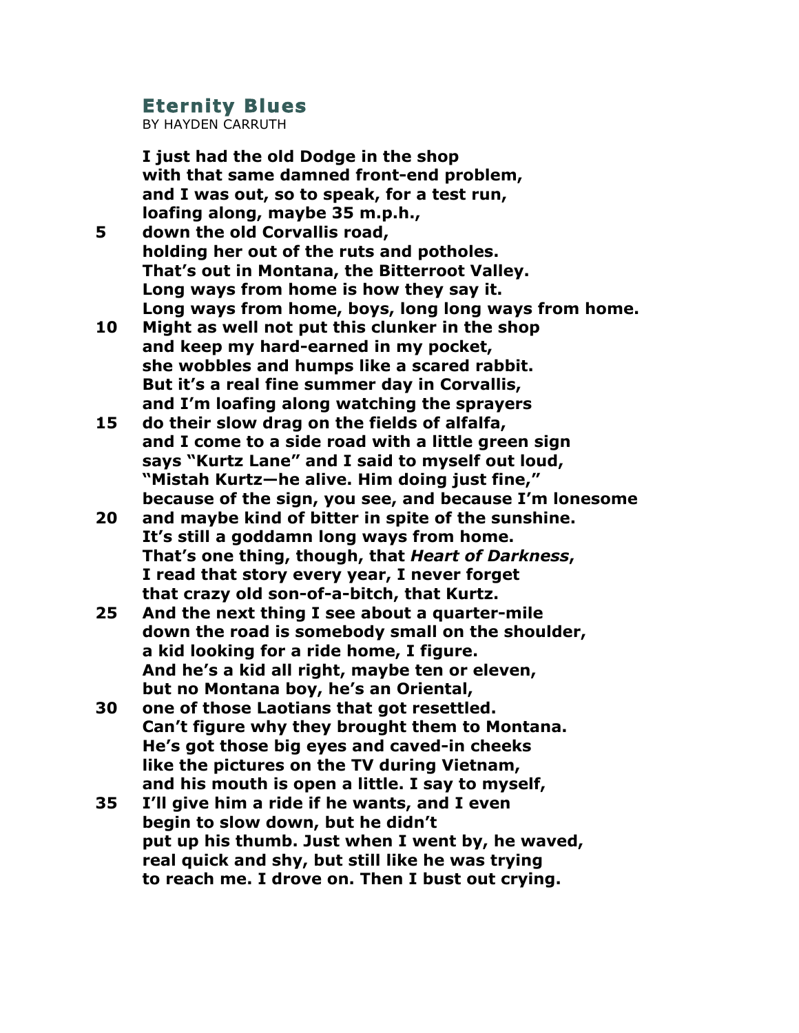# Eternity Blues

BY HAYDEN CARRUTH

**I just had the old Dodge in the shop**
**with that same damned front-end problem,**
**and I was out, so to speak, for a test run,**
**loafing along, maybe 35 m.p.h.,**
**5 down the old Corvallis road,**
**holding her out of the ruts and potholes.**
**That's out in Montana, the Bitterroot Valley.**
**Long ways from home is how they say it.**
**Long ways from home, boys, long long ways from home.**
**10 Might as well not put this clunker in the shop**
**and keep my hard-earned in my pocket,**
**she wobbles and humps like a scared rabbit.**
**But it's a real fine summer day in Corvallis,**
**and I'm loafing along watching the sprayers**
**15 do their slow drag on the fields of alfalfa,**
**and I come to a side road with a little green sign**
**says "Kurtz Lane" and I said to myself out loud,**
**"Mistah Kurtz—he alive. Him doing just fine,"**
**because of the sign, you see, and because I'm lonesome**
**20 and maybe kind of bitter in spite of the sunshine.**
**It's still a goddamn long ways from home.**
**That's one thing, though, that *Heart of Darkness*,**
**I read that story every year, I never forget**
**that crazy old son-of-a-bitch, that Kurtz.**
**25 And the next thing I see about a quarter-mile**
**down the road is somebody small on the shoulder,**
**a kid looking for a ride home, I figure.**
**And he's a kid all right, maybe ten or eleven,**
**but no Montana boy, he's an Oriental,**
**30 one of those Laotians that got resettled.**
**Can't figure why they brought them to Montana.**
**He's got those big eyes and caved-in cheeks**
**like the pictures on the TV during Vietnam,**
**and his mouth is open a little. I say to myself,**
**35 I'll give him a ride if he wants, and I even**
**begin to slow down, but he didn't**
**put up his thumb. Just when I went by, he waved,**
**real quick and shy, but still like he was trying**
**to reach me. I drove on. Then I bust out crying.**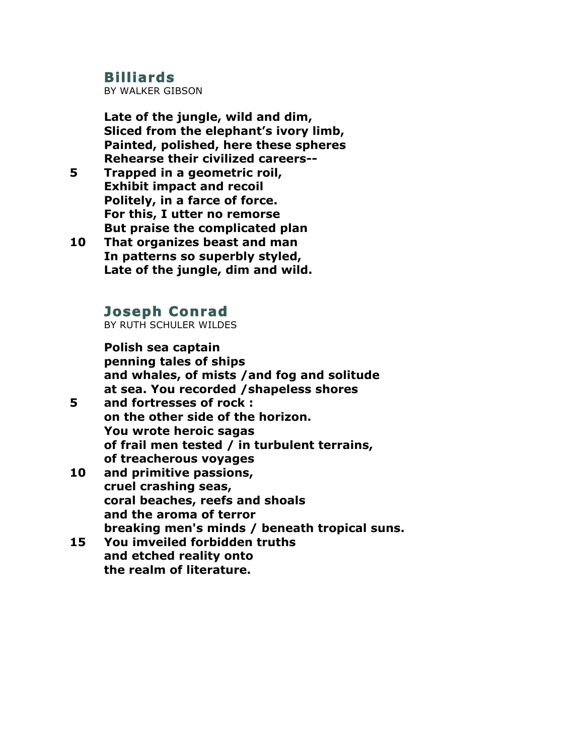## Billiards

BY WALKER GIBSON

**Late of the jungle, wild and dim,**
**Sliced from the elephant's ivory limb,**
**Painted, polished, here these spheres**
**Rehearse their civilized careers--**
**5 Trapped in a geometric roil,**
**Exhibit impact and recoil**
**Politely, in a farce of force.**
**For this, I utter no remorse**
**But praise the complicated plan**
**10 That organizes beast and man**
**In patterns so superbly styled,**
**Late of the jungle, dim and wild.**

## Joseph Conrad

BY RUTH SCHULER WILDES

**Polish sea captain**
**penning tales of ships**
**and whales, of mists /and fog and solitude**
**at sea. You recorded /shapeless shores**
**5 and fortresses of rock :**
**on the other side of the horizon.**
**You wrote heroic sagas**
**of frail men tested / in turbulent terrains,**
**of treacherous voyages**
**10 and primitive passions,**
**cruel crashing seas,**
**coral beaches, reefs and shoals**
**and the aroma of terror**
**breaking men's minds / beneath tropical suns.**
**15 You imveiled forbidden truths**
**and etched reality onto**
**the realm of literature.**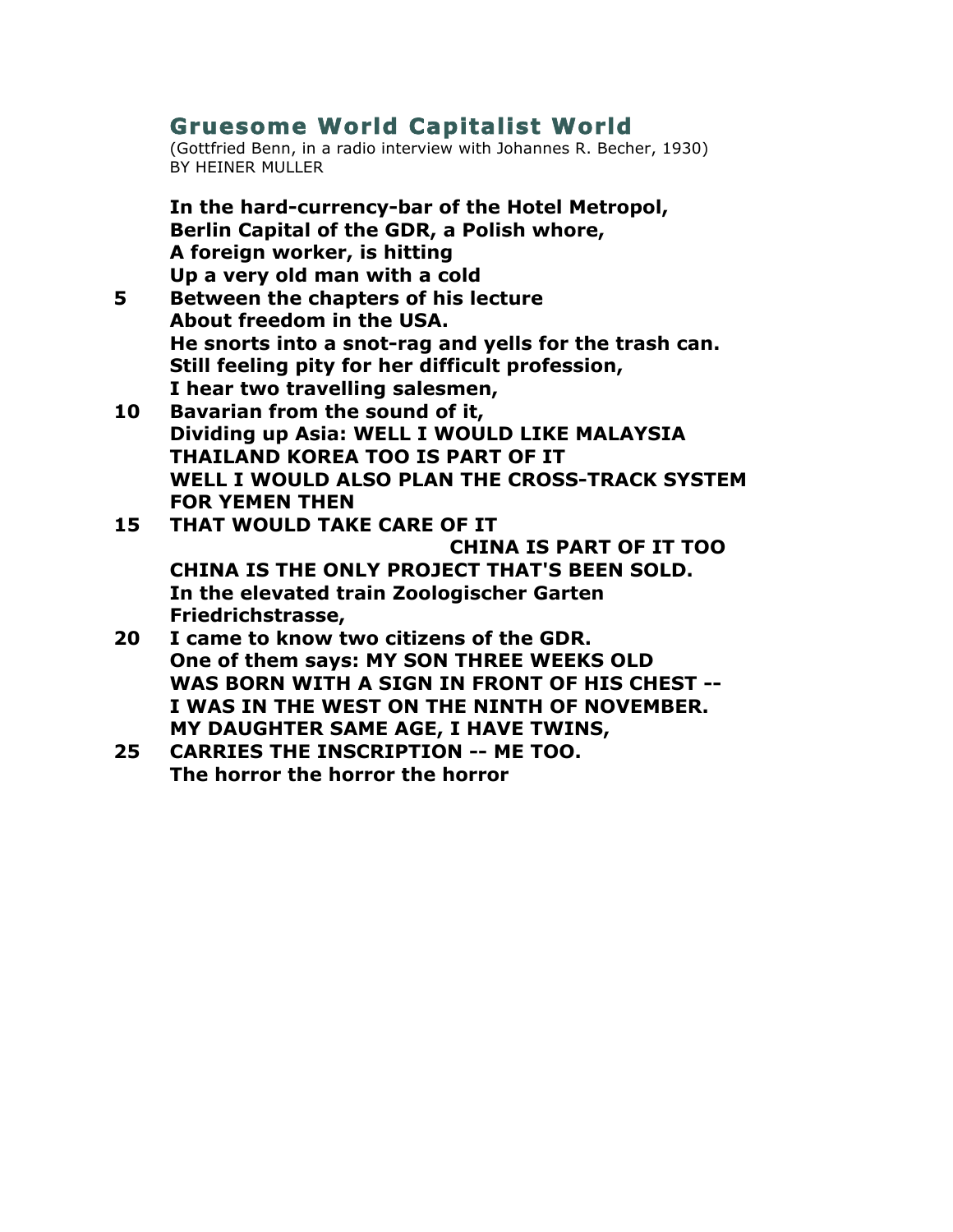## Gruesome World Capitalist World

(Gottfried Benn, in a radio interview with Johannes R. Becher, 1930)
BY HEINER MULLER

**In the hard-currency-bar of the Hotel Metropol,**
**Berlin Capital of the GDR, a Polish whore,**
**A foreign worker, is hitting**
**Up a very old man with a cold**
**5 Between the chapters of his lecture**
**About freedom in the USA.**
**He snorts into a snot-rag and yells for the trash can.**
**Still feeling pity for her difficult profession,**
**I hear two travelling salesmen,**
**10 Bavarian from the sound of it,**
**Dividing up Asia: WELL I WOULD LIKE MALAYSIA**
**THAILAND KOREA TOO IS PART OF IT**
**WELL I WOULD ALSO PLAN THE CROSS-TRACK SYSTEM FOR YEMEN THEN**
**15 THAT WOULD TAKE CARE OF IT**
**CHINA IS PART OF IT TOO**
**CHINA IS THE ONLY PROJECT THAT'S BEEN SOLD.**
**In the elevated train Zoologischer Garten**
**Friedrichstrasse,**
**20 I came to know two citizens of the GDR.**
**One of them says: MY SON THREE WEEKS OLD**
**WAS BORN WITH A SIGN IN FRONT OF HIS CHEST --**
**I WAS IN THE WEST ON THE NINTH OF NOVEMBER.**
**MY DAUGHTER SAME AGE, I HAVE TWINS,**
**25 CARRIES THE INSCRIPTION -- ME TOO.**
**The horror the horror the horror**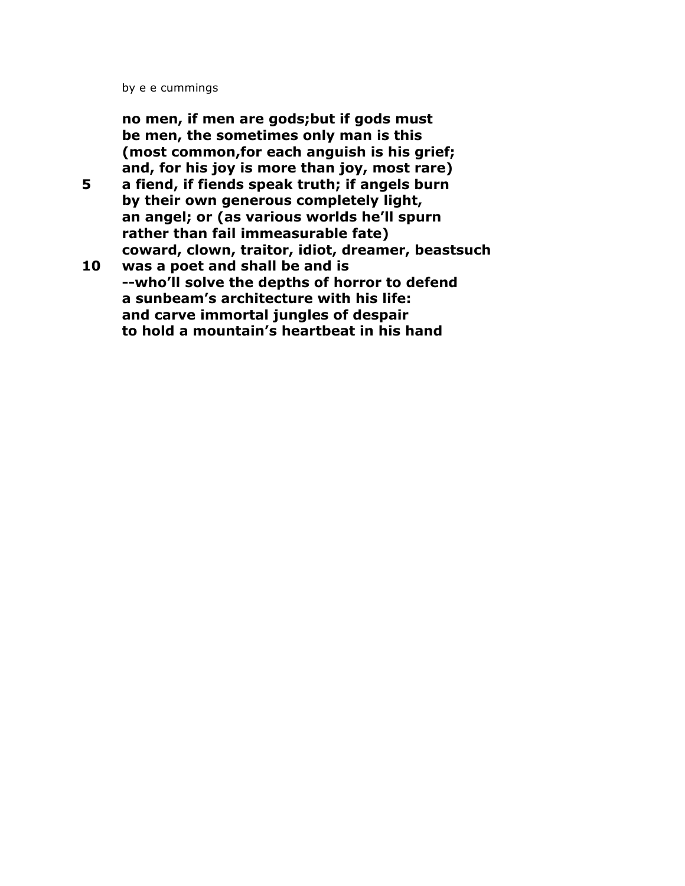by e e cummings

**no men, if men are gods;but if gods must**
**be men, the sometimes only man is this**
**(most common,for each anguish is his grief;**
**and, for his joy is more than joy, most rare)**
**5 a fiend, if fiends speak truth; if angels burn**
**by their own generous completely light,**
**an angel; or (as various worlds he'll spurn**
**rather than fail immeasurable fate)**
**coward, clown, traitor, idiot, dreamer, beastsuch**
**10 was a poet and shall be and is**
**--who'll solve the depths of horror to defend**
**a sunbeam's architecture with his life:**
**and carve immortal jungles of despair**
**to hold a mountain's heartbeat in his hand**